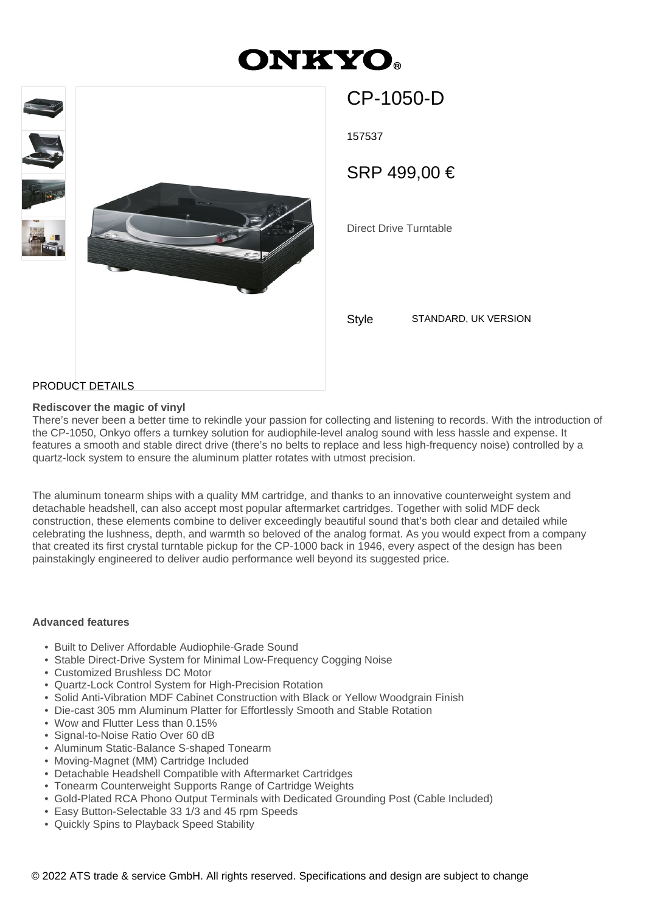# ONKYO

## CP-1050-D

157537

SRP 499,00 €

Direct Drive Turntable

Style STANDARD, UK VERSION

PRODUCT DETAILS

**Rediscover the magic of vinyl**

There's never been a better time to rekindle your passion for collecting and listening to records. With the introduction of the CP-1050, Onkyo offers a turnkey solution for audiophile-level analog sound with less hassle and expense. It features a smooth and stable direct drive (there's no belts to replace and less high-frequency noise) controlled by a quartz-lock system to ensure the aluminum platter rotates with utmost precision.

The aluminum tonearm ships with a quality MM cartridge, and thanks to an innovative counterweight system and detachable headshell, can also accept most popular aftermarket cartridges. Together with solid MDF deck construction, these elements combine to deliver exceedingly beautiful sound that's both clear and detailed while celebrating the lushness, depth, and warmth so beloved of the analog format. As you would expect from a company that created its first crystal turntable pickup for the CP-1000 back in 1946, every aspect of the design has been painstakingly engineered to deliver audio performance well beyond its suggested price.

**Advanced features**

- Built to Deliver Affordable Audiophile-Grade Sound
- Stable Direct-Drive System for Minimal Low-Frequency Cogging Noise
- Customized Brushless DC Motor
- Quartz-Lock Control System for High-Precision Rotation
- Solid Anti-Vibration MDF Cabinet Construction with Black or Yellow Woodgrain Finish
- Die-cast 305 mm Aluminum Platter for Effortlessly Smooth and Stable Rotation
- Wow and Flutter Less than 0.15%
- Signal-to-Noise Ratio Over 60 dB
- Aluminum Static-Balance S-shaped Tonearm
- Moving-Magnet (MM) Cartridge Included
- Detachable Headshell Compatible with Aftermarket Cartridges
- Tonearm Counterweight Supports Range of Cartridge Weights
- Gold-Plated RCA Phono Output Terminals with Dedicated Grounding Post (Cable Included)
- Easy Button-Selectable 33 1/3 and 45 rpm Speeds
- Quickly Spins to Playback Speed Stability

© 2022 ATS trade & service GmbH. All rights reserved. Specifications and design are subject to change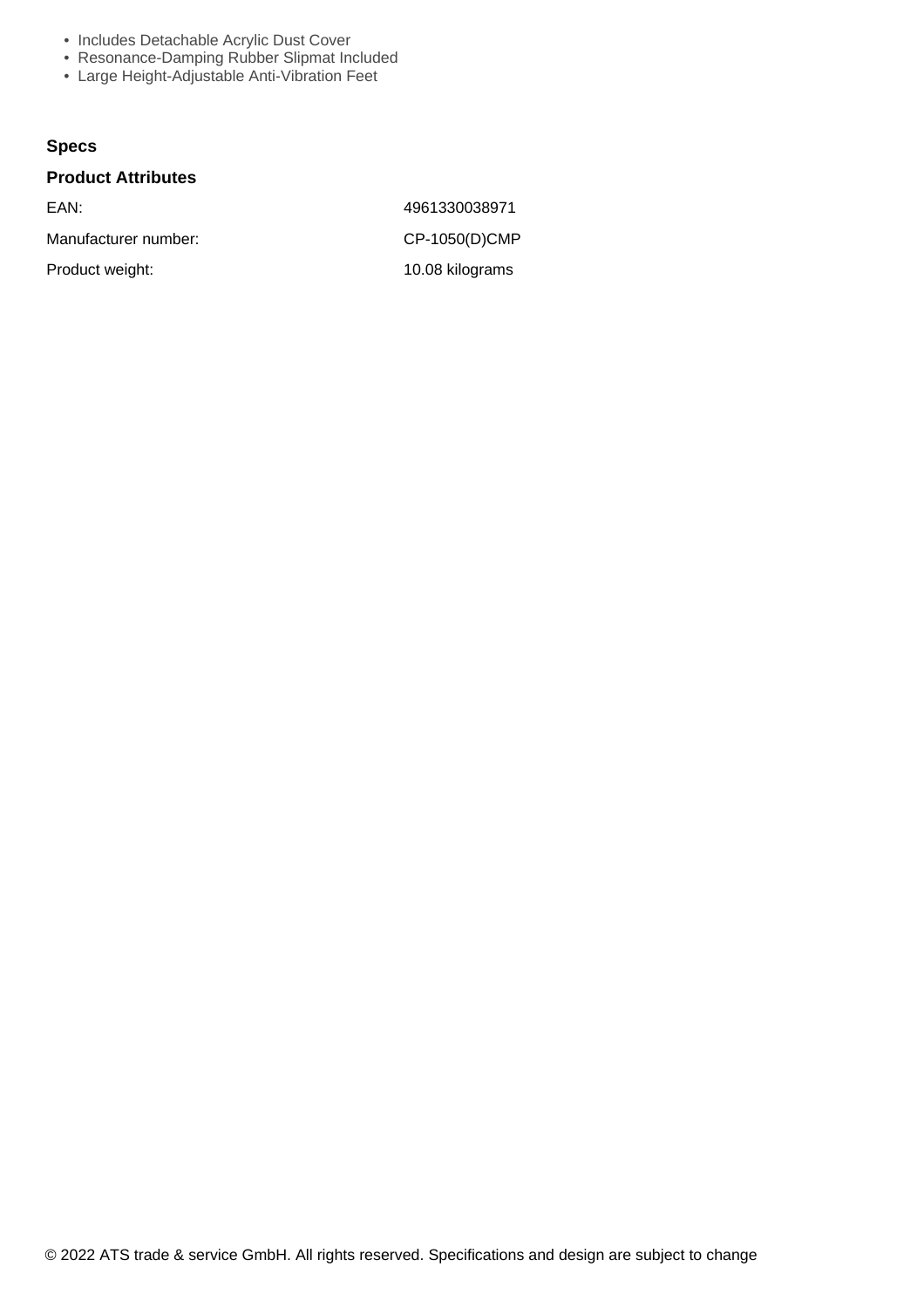- Includes Detachable Acrylic Dust Cover
- Resonance-Damping Rubber Slipmat Included
- Large Height-Adjustable Anti-Vibration Feet

## Specs

### Product Attributes

| | |
|---|---|
| EAN: | 4961330038971 |
| Manufacturer number: | CP-1050(D)CMP |
| Product weight: | 10.08 kilograms |

© 2022 ATS trade & service GmbH. All rights reserved. Specifications and design are subject to change